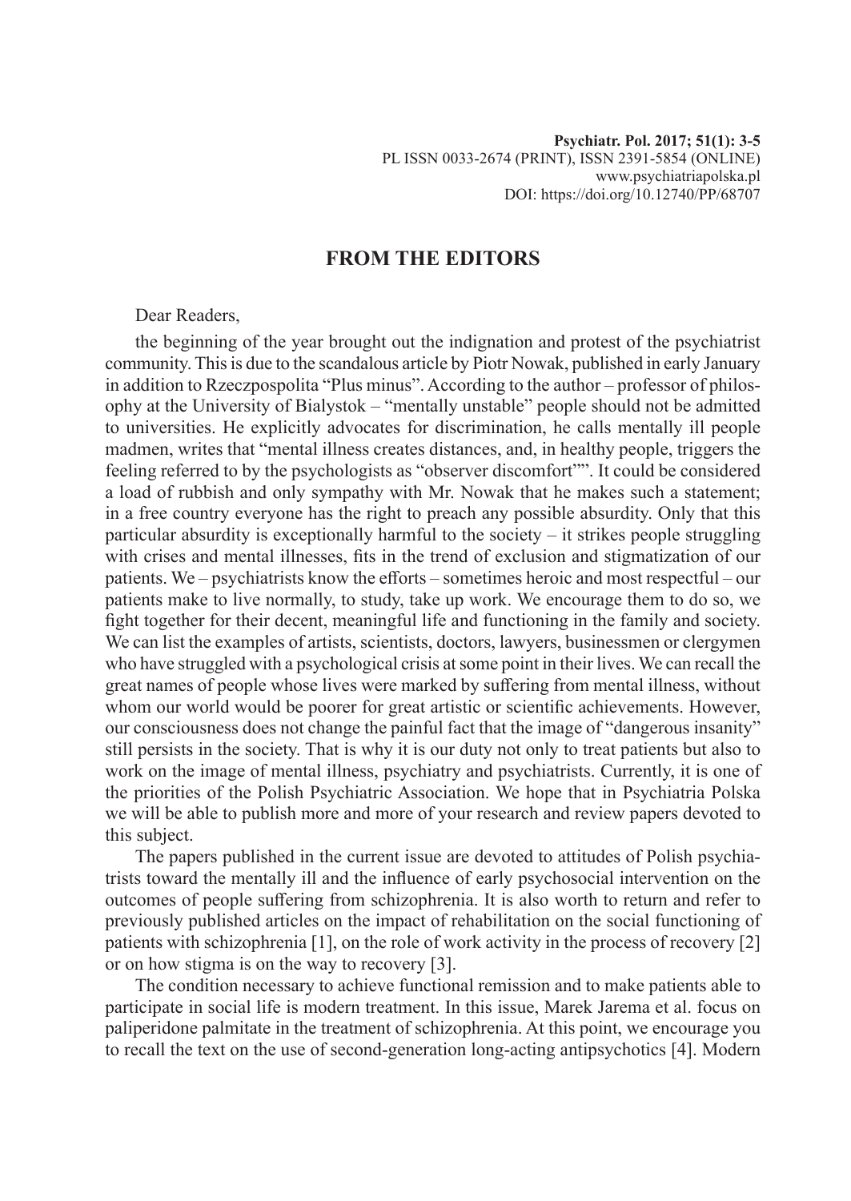# FROM THE EDITORS

Dear Readers,

the beginning of the year brought out the indignation and protest of the psychiatrist community. This is due to the scandalous article by Piotr Nowak, published in early January in addition to Rzeczpospolita "Plus minus". According to the author – professor of philosophy at the University of Bialystok – "mentally unstable" people should not be admitted to universities. He explicitly advocates for discrimination, he calls mentally ill people madmen, writes that "mental illness creates distances, and, in healthy people, triggers the feeling referred to by the psychologists as "observer discomfort"". It could be considered a load of rubbish and only sympathy with Mr. Nowak that he makes such a statement; in a free country everyone has the right to preach any possible absurdity. Only that this particular absurdity is exceptionally harmful to the society – it strikes people struggling with crises and mental illnesses, fits in the trend of exclusion and stigmatization of our patients. We – psychiatrists know the efforts – sometimes heroic and most respectful – our patients make to live normally, to study, take up work. We encourage them to do so, we fight together for their decent, meaningful life and functioning in the family and society. We can list the examples of artists, scientists, doctors, lawyers, businessmen or clergymen who have struggled with a psychological crisis at some point in their lives. We can recall the great names of people whose lives were marked by suffering from mental illness, without whom our world would be poorer for great artistic or scientific achievements. However, our consciousness does not change the painful fact that the image of "dangerous insanity" still persists in the society. That is why it is our duty not only to treat patients but also to work on the image of mental illness, psychiatry and psychiatrists. Currently, it is one of the priorities of the Polish Psychiatric Association. We hope that in Psychiatria Polska we will be able to publish more and more of your research and review papers devoted to this subject.

The papers published in the current issue are devoted to attitudes of Polish psychiatrists toward the mentally ill and the influence of early psychosocial intervention on the outcomes of people suffering from schizophrenia. It is also worth to return and refer to previously published articles on the impact of rehabilitation on the social functioning of patients with schizophrenia [1], on the role of work activity in the process of recovery [2] or on how stigma is on the way to recovery [3].

The condition necessary to achieve functional remission and to make patients able to participate in social life is modern treatment. In this issue, Marek Jarema et al. focus on paliperidone palmitate in the treatment of schizophrenia. At this point, we encourage you to recall the text on the use of second-generation long-acting antipsychotics [4]. Modern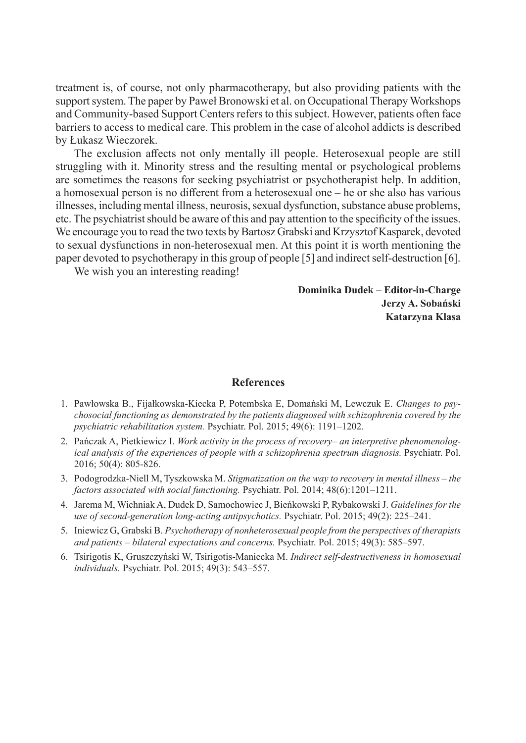treatment is, of course, not only pharmacotherapy, but also providing patients with the support system. The paper by Paweł Bronowski et al. on Occupational Therapy Workshops and Community-based Support Centers refers to this subject. However, patients often face barriers to access to medical care. This problem in the case of alcohol addicts is described by Łukasz Wieczorek.

The exclusion affects not only mentally ill people. Heterosexual people are still struggling with it. Minority stress and the resulting mental or psychological problems are sometimes the reasons for seeking psychiatrist or psychotherapist help. In addition, a homosexual person is no different from a heterosexual one – he or she also has various illnesses, including mental illness, neurosis, sexual dysfunction, substance abuse problems, etc. The psychiatrist should be aware of this and pay attention to the specificity of the issues. We encourage you to read the two texts by Bartosz Grabski and Krzysztof Kasparek, devoted to sexual dysfunctions in non-heterosexual men. At this point it is worth mentioning the paper devoted to psychotherapy in this group of people [5] and indirect self-destruction [6].

We wish you an interesting reading!

**Dominika Dudek – Editor-in-Charge**
**Jerzy A. Sobański**
**Katarzyna Klasa**

## References

1. Pawłowska B., Fijałkowska-Kiecka P, Potembska E, Domański M, Lewczuk E. *Changes to psychosocial functioning as demonstrated by the patients diagnosed with schizophrenia covered by the psychiatric rehabilitation system.* Psychiatr. Pol. 2015; 49(6): 1191–1202.
2. Pańczak A, Pietkiewicz I. *Work activity in the process of recovery– an interpretive phenomenological analysis of the experiences of people with a schizophrenia spectrum diagnosis.* Psychiatr. Pol. 2016; 50(4): 805-826.
3. Podogrodzka-Niell M, Tyszkowska M. *Stigmatization on the way to recovery in mental illness – the factors associated with social functioning.* Psychiatr. Pol. 2014; 48(6):1201–1211.
4. Jarema M, Wichniak A, Dudek D, Samochowiec J, Bieńkowski P, Rybakowski J. *Guidelines for the use of second-generation long-acting antipsychotics.* Psychiatr. Pol. 2015; 49(2): 225–241.
5. Iniewicz G, Grabski B. *Psychotherapy of nonheterosexual people from the perspectives of therapists and patients – bilateral expectations and concerns.* Psychiatr. Pol. 2015; 49(3): 585–597.
6. Tsirigotis K, Gruszczyński W, Tsirigotis-Maniecka M. *Indirect self-destructiveness in homosexual individuals.* Psychiatr. Pol. 2015; 49(3): 543–557.